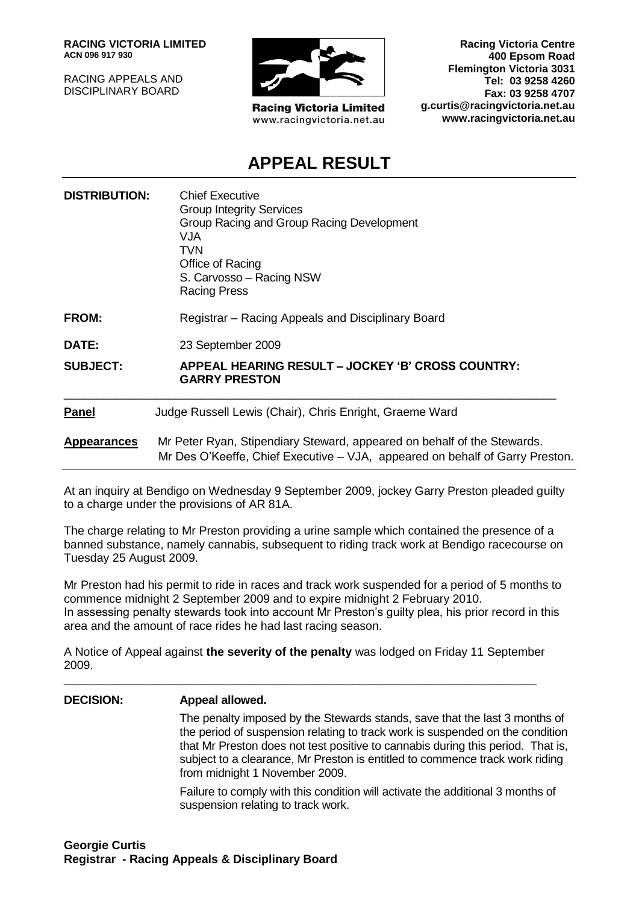**RACING VICTORIA LIMITED**
**ACN 096 917 930**

RACING APPEALS AND
DISCIPLINARY BOARD

**Racing Victoria Limited**
www.racingvictoria.net.au

**Racing Victoria Centre**
**400 Epsom Road**
**Flemington Victoria 3031**
**Tel: 03 9258 4260**
**Fax: 03 9258 4707**
**g.curtis@racingvictoria.net.au**
**www.racingvictoria.net.au**

# APPEAL RESULT

| | |
|---|---|
| **DISTRIBUTION:** | Chief Executive<br>Group Integrity Services<br>Group Racing and Group Racing Development<br>VJA<br>TVN<br>Office of Racing<br>S. Carvosso – Racing NSW<br>Racing Press |
| **FROM:** | Registrar – Racing Appeals and Disciplinary Board |
| **DATE:** | 23 September 2009 |
| **SUBJECT:** | **APPEAL HEARING RESULT – JOCKEY 'B' CROSS COUNTRY: GARRY PRESTON** |

| | |
|---|---|
| **Panel** | Judge Russell Lewis (Chair), Chris Enright, Graeme Ward |
| **Appearances** | Mr Peter Ryan, Stipendiary Steward, appeared on behalf of the Stewards.<br>Mr Des O'Keeffe, Chief Executive – VJA, appeared on behalf of Garry Preston. |

At an inquiry at Bendigo on Wednesday 9 September 2009, jockey Garry Preston pleaded guilty to a charge under the provisions of AR 81A.

The charge relating to Mr Preston providing a urine sample which contained the presence of a banned substance, namely cannabis, subsequent to riding track work at Bendigo racecourse on Tuesday 25 August 2009.

Mr Preston had his permit to ride in races and track work suspended for a period of 5 months to commence midnight 2 September 2009 and to expire midnight 2 February 2010. In assessing penalty stewards took into account Mr Preston's guilty plea, his prior record in this area and the amount of race rides he had last racing season.

A Notice of Appeal against **the severity of the penalty** was lodged on Friday 11 September 2009.

---

**DECISION:** **Appeal allowed.**

The penalty imposed by the Stewards stands, save that the last 3 months of the period of suspension relating to track work is suspended on the condition that Mr Preston does not test positive to cannabis during this period. That is, subject to a clearance, Mr Preston is entitled to commence track work riding from midnight 1 November 2009.

Failure to comply with this condition will activate the additional 3 months of suspension relating to track work.

**Georgie Curtis**
**Registrar - Racing Appeals & Disciplinary Board**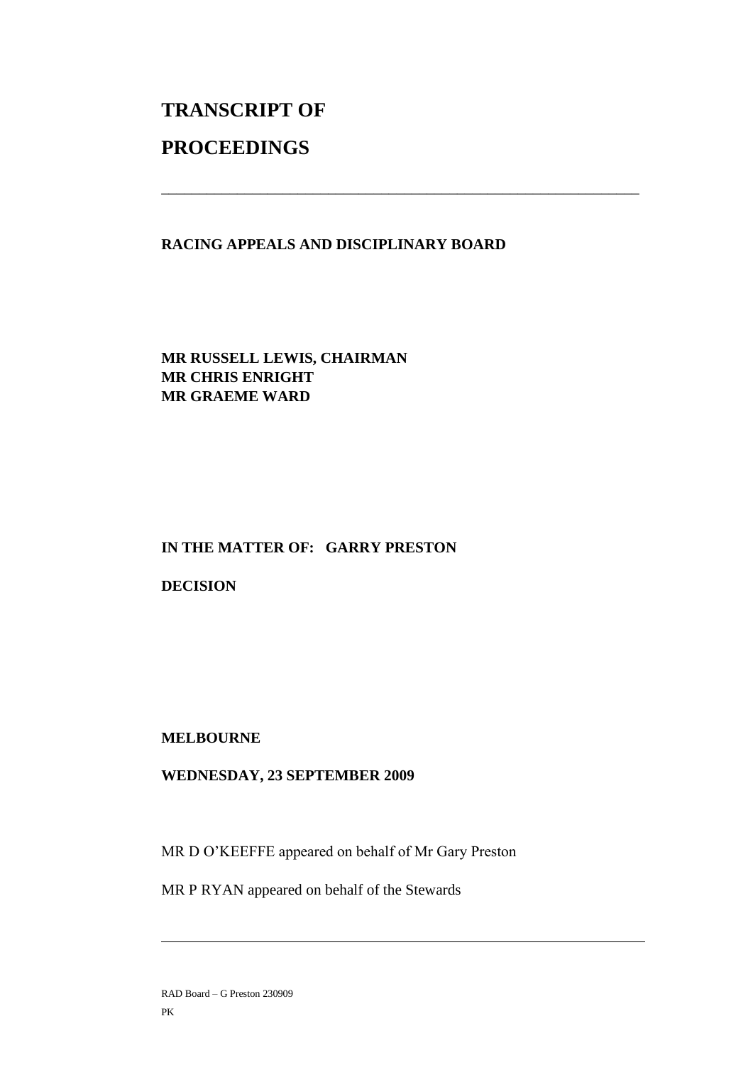# TRANSCRIPT OF

# PROCEEDINGS

---

**RACING APPEALS AND DISCIPLINARY BOARD**

**MR RUSSELL LEWIS, CHAIRMAN**
**MR CHRIS ENRIGHT**
**MR GRAEME WARD**

**IN THE MATTER OF: GARRY PRESTON**

**DECISION**

**MELBOURNE**

**WEDNESDAY, 23 SEPTEMBER 2009**

MR D O'KEEFFE appeared on behalf of Mr Gary Preston

MR P RYAN appeared on behalf of the Stewards

---

RAD Board – G Preston 230909

PK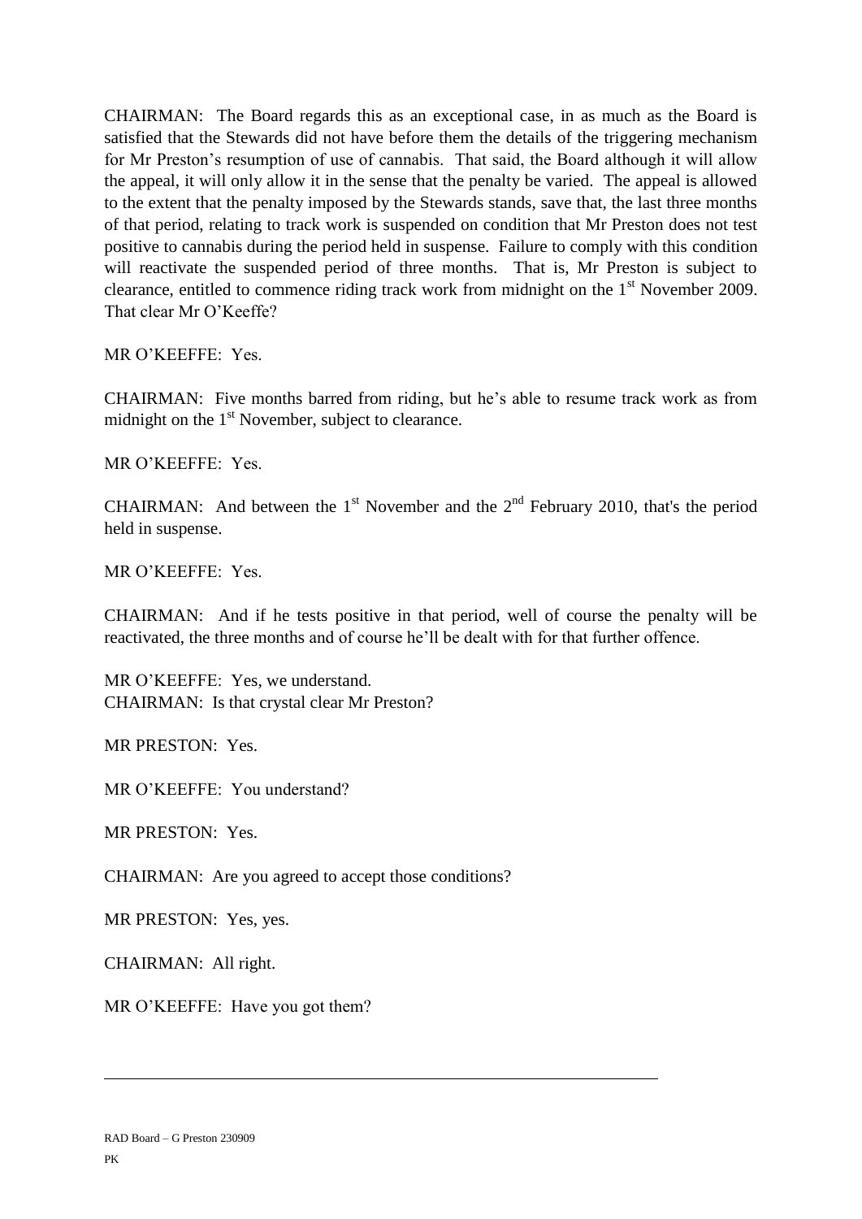CHAIRMAN: The Board regards this as an exceptional case, in as much as the Board is satisfied that the Stewards did not have before them the details of the triggering mechanism for Mr Preston's resumption of use of cannabis. That said, the Board although it will allow the appeal, it will only allow it in the sense that the penalty be varied. The appeal is allowed to the extent that the penalty imposed by the Stewards stands, save that, the last three months of that period, relating to track work is suspended on condition that Mr Preston does not test positive to cannabis during the period held in suspense. Failure to comply with this condition will reactivate the suspended period of three months. That is, Mr Preston is subject to clearance, entitled to commence riding track work from midnight on the 1st November 2009. That clear Mr O'Keeffe?

MR O'KEEFFE: Yes.

CHAIRMAN: Five months barred from riding, but he's able to resume track work as from midnight on the 1st November, subject to clearance.

MR O'KEEFFE: Yes.

CHAIRMAN: And between the 1st November and the 2nd February 2010, that's the period held in suspense.

MR O'KEEFFE: Yes.

CHAIRMAN: And if he tests positive in that period, well of course the penalty will be reactivated, the three months and of course he'll be dealt with for that further offence.

MR O'KEEFFE: Yes, we understand.
CHAIRMAN: Is that crystal clear Mr Preston?

MR PRESTON: Yes.

MR O'KEEFFE: You understand?

MR PRESTON: Yes.

CHAIRMAN: Are you agreed to accept those conditions?

MR PRESTON: Yes, yes.

CHAIRMAN: All right.

MR O'KEEFFE: Have you got them?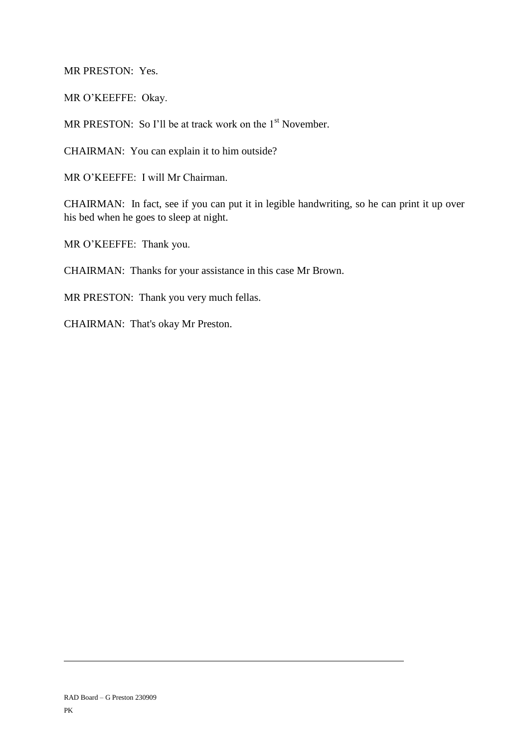MR PRESTON: Yes.

MR O'KEEFFE: Okay.

MR PRESTON: So I'll be at track work on the 1st November.

CHAIRMAN: You can explain it to him outside?

MR O'KEEFFE: I will Mr Chairman.

CHAIRMAN: In fact, see if you can put it in legible handwriting, so he can print it up over his bed when he goes to sleep at night.

MR O'KEEFFE: Thank you.

CHAIRMAN: Thanks for your assistance in this case Mr Brown.

MR PRESTON: Thank you very much fellas.

CHAIRMAN: That's okay Mr Preston.